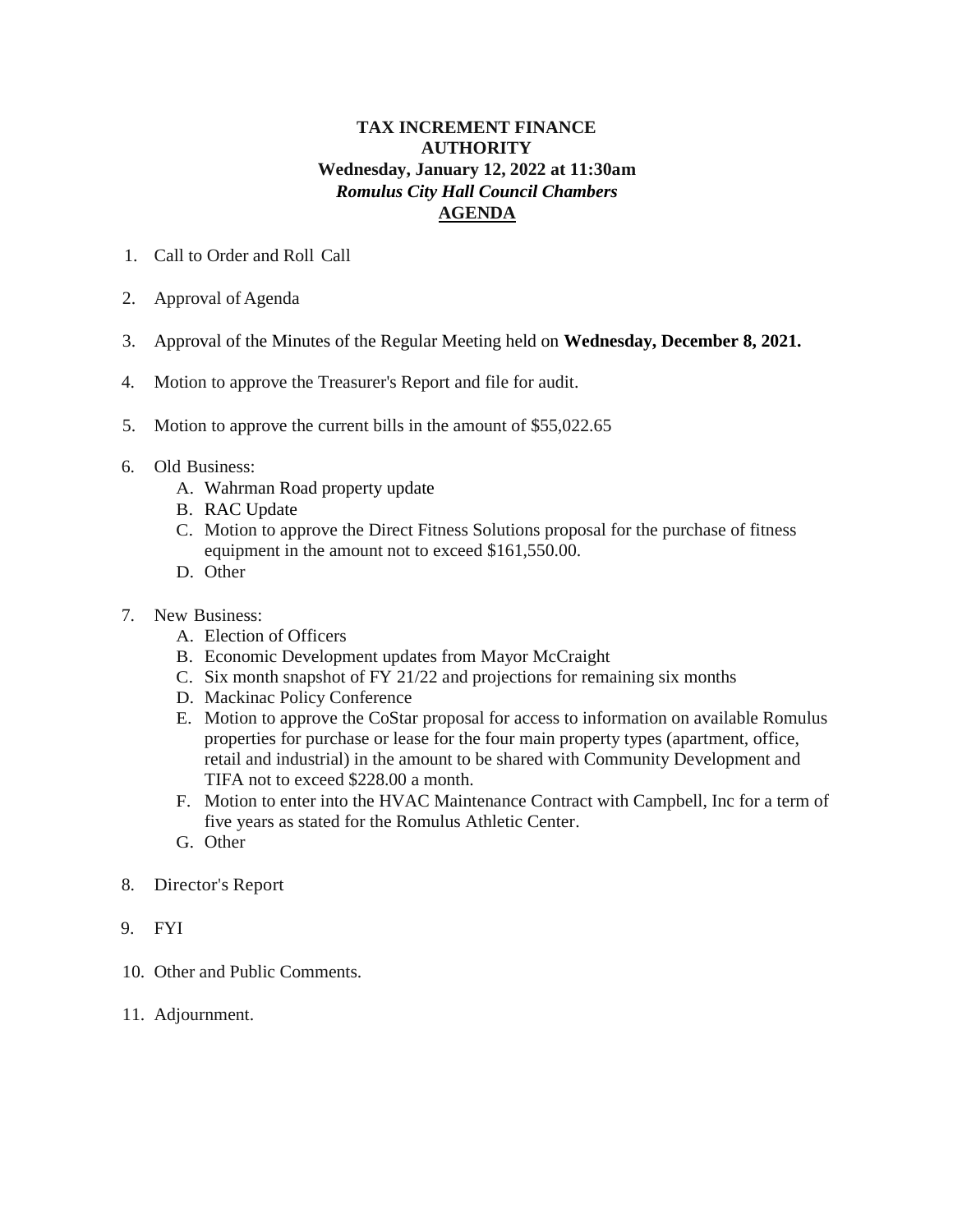# TAX INCREMENT FINANCE AUTHORITY

**Wednesday, January 12, 2022 at 11:30am**

***Romulus City Hall Council Chambers***

**AGENDA**

1. Call to Order and Roll Call
2. Approval of Agenda
3. Approval of the Minutes of the Regular Meeting held on **Wednesday, December 8, 2021.**
4. Motion to approve the Treasurer's Report and file for audit.
5. Motion to approve the current bills in the amount of $55,022.65
6. Old Business:
   - A. Wahrman Road property update
   - B. RAC Update
   - C. Motion to approve the Direct Fitness Solutions proposal for the purchase of fitness equipment in the amount not to exceed $161,550.00.
   - D. Other
7. New Business:
   - A. Election of Officers
   - B. Economic Development updates from Mayor McCraight
   - C. Six month snapshot of FY 21/22 and projections for remaining six months
   - D. Mackinac Policy Conference
   - E. Motion to approve the CoStar proposal for access to information on available Romulus properties for purchase or lease for the four main property types (apartment, office, retail and industrial) in the amount to be shared with Community Development and TIFA not to exceed $228.00 a month.
   - F. Motion to enter into the HVAC Maintenance Contract with Campbell, Inc for a term of five years as stated for the Romulus Athletic Center.
   - G. Other
8. Director's Report
9. FYI
10. Other and Public Comments.
11. Adjournment.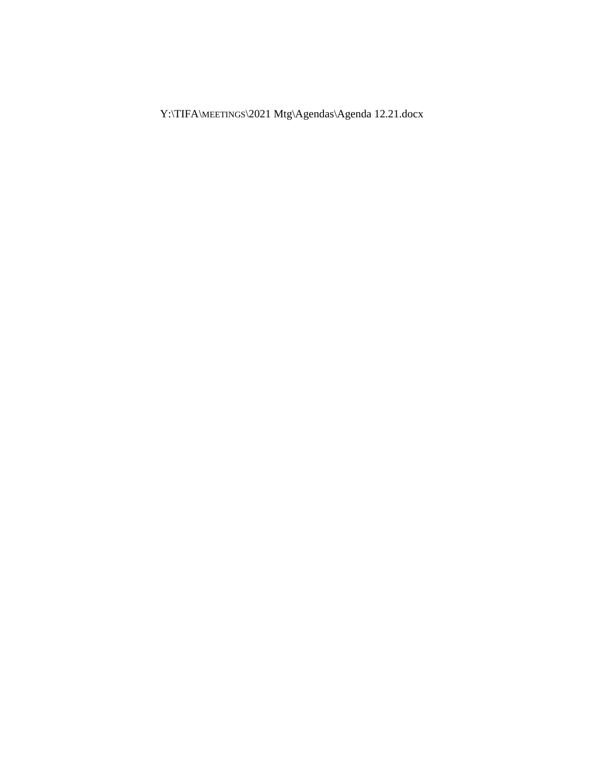Y:\TIFA\MEETINGS\2021 Mtg\Agendas\Agenda 12.21.docx